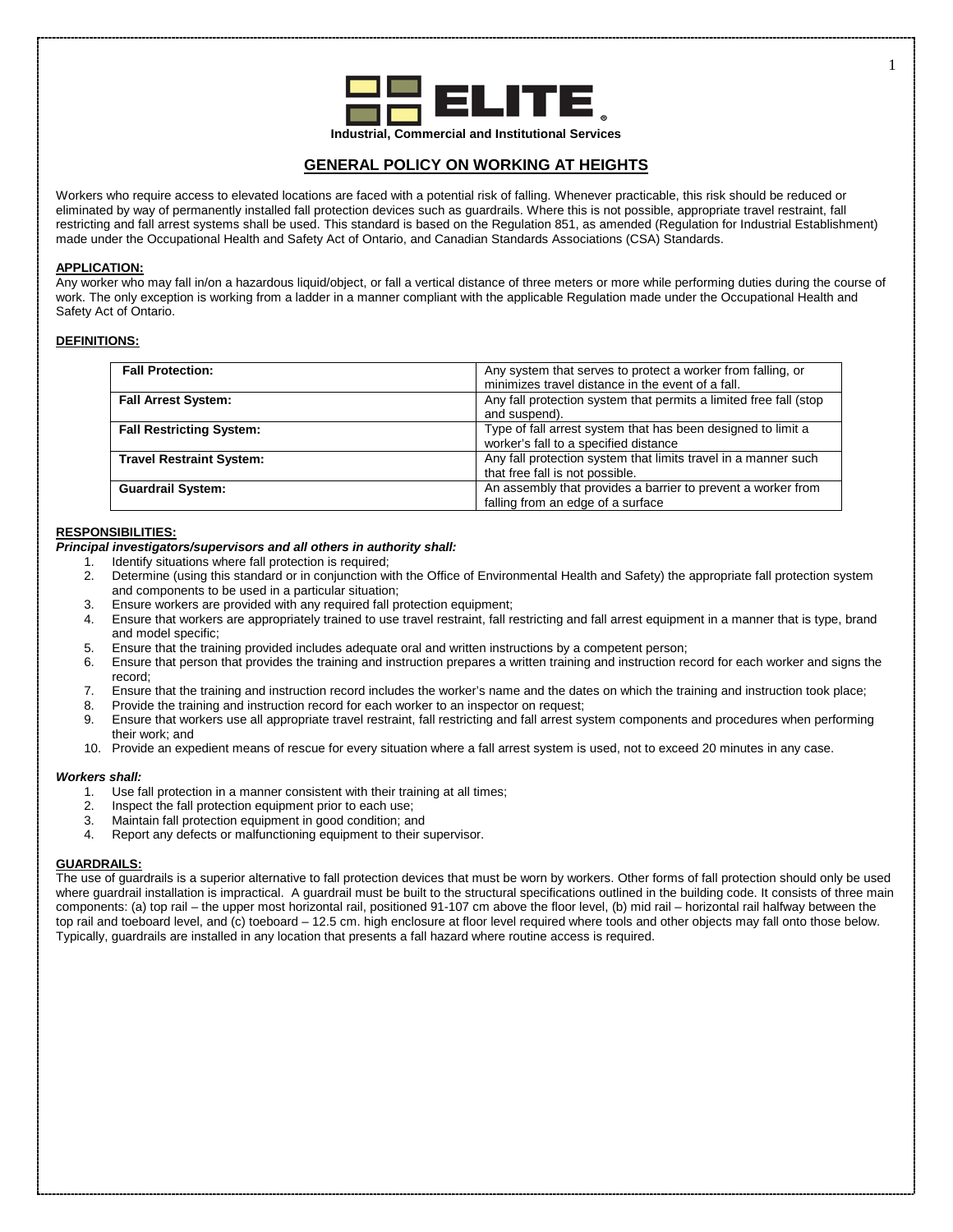**ELITE**

**Industrial, Commercial and Institutional Services**

# GENERAL POLICY ON WORKING AT HEIGHTS

Workers who require access to elevated locations are faced with a potential risk of falling. Whenever practicable, this risk should be reduced or eliminated by way of permanently installed fall protection devices such as guardrails. Where this is not possible, appropriate travel restraint, fall restricting and fall arrest systems shall be used. This standard is based on the Regulation 851, as amended (Regulation for Industrial Establishment) made under the Occupational Health and Safety Act of Ontario, and Canadian Standards Associations (CSA) Standards.

## APPLICATION:

Any worker who may fall in/on a hazardous liquid/object, or fall a vertical distance of three meters or more while performing duties during the course of work. The only exception is working from a ladder in a manner compliant with the applicable Regulation made under the Occupational Health and Safety Act of Ontario.

## DEFINITIONS:

| Term | Definition |
|---|---|
| **Fall Protection:** | Any system that serves to protect a worker from falling, or minimizes travel distance in the event of a fall. |
| **Fall Arrest System:** | Any fall protection system that permits a limited free fall (stop and suspend). |
| **Fall Restricting System:** | Type of fall arrest system that has been designed to limit a worker's fall to a specified distance |
| **Travel Restraint System:** | Any fall protection system that limits travel in a manner such that free fall is not possible. |
| **Guardrail System:** | An assembly that provides a barrier to prevent a worker from falling from an edge of a surface |

## RESPONSIBILITIES:

***Principal investigators/supervisors and all others in authority shall:***

1. Identify situations where fall protection is required;
2. Determine (using this standard or in conjunction with the Office of Environmental Health and Safety) the appropriate fall protection system and components to be used in a particular situation;
3. Ensure workers are provided with any required fall protection equipment;
4. Ensure that workers are appropriately trained to use travel restraint, fall restricting and fall arrest equipment in a manner that is type, brand and model specific;
5. Ensure that the training provided includes adequate oral and written instructions by a competent person;
6. Ensure that person that provides the training and instruction prepares a written training and instruction record for each worker and signs the record;
7. Ensure that the training and instruction record includes the worker's name and the dates on which the training and instruction took place;
8. Provide the training and instruction record for each worker to an inspector on request;
9. Ensure that workers use all appropriate travel restraint, fall restricting and fall arrest system components and procedures when performing their work; and
10. Provide an expedient means of rescue for every situation where a fall arrest system is used, not to exceed 20 minutes in any case.

***Workers shall:***

1. Use fall protection in a manner consistent with their training at all times;
2. Inspect the fall protection equipment prior to each use;
3. Maintain fall protection equipment in good condition; and
4. Report any defects or malfunctioning equipment to their supervisor.

## GUARDRAILS:

The use of guardrails is a superior alternative to fall protection devices that must be worn by workers. Other forms of fall protection should only be used where guardrail installation is impractical. A guardrail must be built to the structural specifications outlined in the building code. It consists of three main components: (a) top rail – the upper most horizontal rail, positioned 91-107 cm above the floor level, (b) mid rail – horizontal rail halfway between the top rail and toeboard level, and (c) toeboard – 12.5 cm. high enclosure at floor level required where tools and other objects may fall onto those below. Typically, guardrails are installed in any location that presents a fall hazard where routine access is required.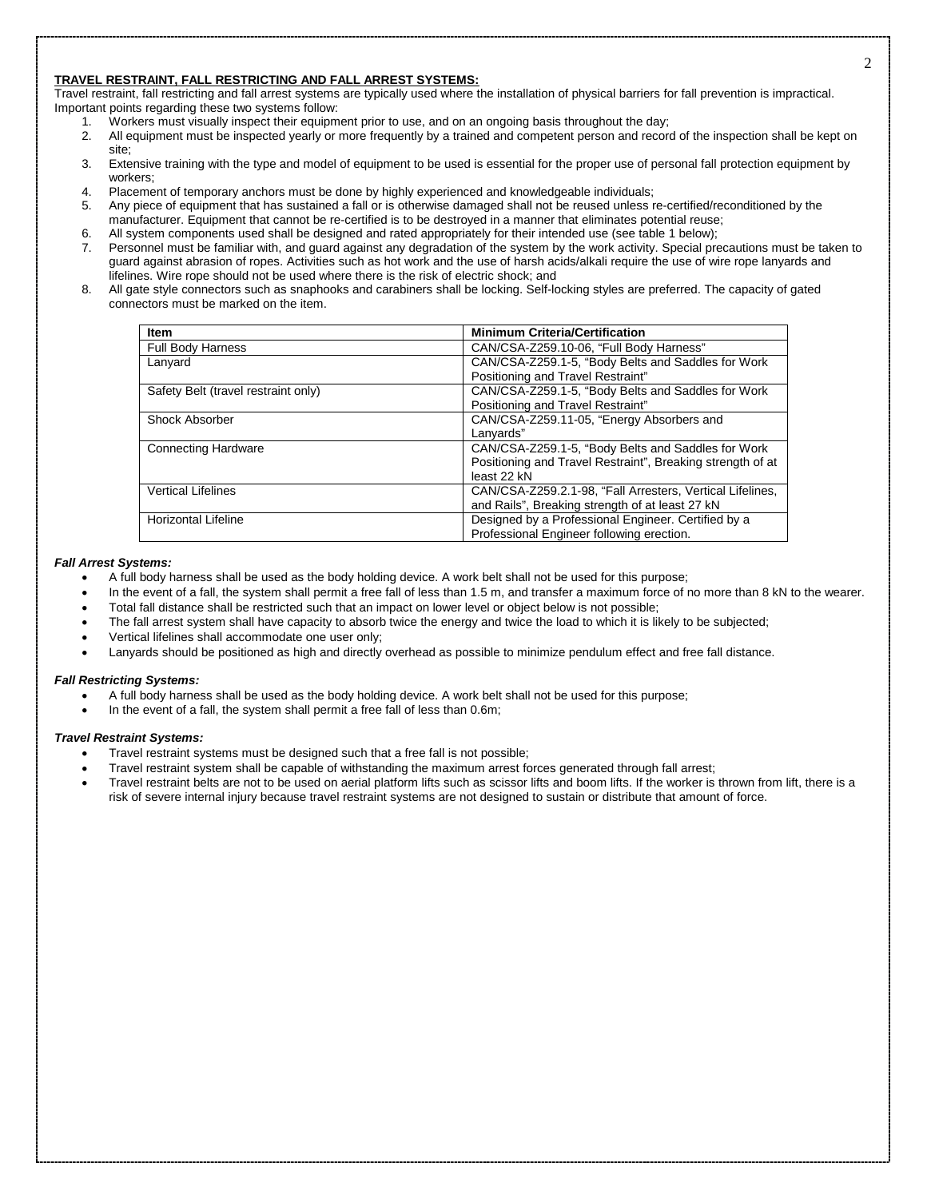**TRAVEL RESTRAINT, FALL RESTRICTING AND FALL ARREST SYSTEMS:**

Travel restraint, fall restricting and fall arrest systems are typically used where the installation of physical barriers for fall prevention is impractical. Important points regarding these two systems follow:

1. Workers must visually inspect their equipment prior to use, and on an ongoing basis throughout the day;
2. All equipment must be inspected yearly or more frequently by a trained and competent person and record of the inspection shall be kept on site;
3. Extensive training with the type and model of equipment to be used is essential for the proper use of personal fall protection equipment by workers;
4. Placement of temporary anchors must be done by highly experienced and knowledgeable individuals;
5. Any piece of equipment that has sustained a fall or is otherwise damaged shall not be reused unless re-certified/reconditioned by the manufacturer. Equipment that cannot be re-certified is to be destroyed in a manner that eliminates potential reuse;
6. All system components used shall be designed and rated appropriately for their intended use (see table 1 below);
7. Personnel must be familiar with, and guard against any degradation of the system by the work activity. Special precautions must be taken to guard against abrasion of ropes. Activities such as hot work and the use of harsh acids/alkali require the use of wire rope lanyards and lifelines. Wire rope should not be used where there is the risk of electric shock; and
8. All gate style connectors such as snaphooks and carabiners shall be locking. Self-locking styles are preferred. The capacity of gated connectors must be marked on the item.

| Item | Minimum Criteria/Certification |
|---|---|
| Full Body Harness | CAN/CSA-Z259.10-06, "Full Body Harness" |
| Lanyard | CAN/CSA-Z259.1-5, "Body Belts and Saddles for Work Positioning and Travel Restraint" |
| Safety Belt (travel restraint only) | CAN/CSA-Z259.1-5, "Body Belts and Saddles for Work Positioning and Travel Restraint" |
| Shock Absorber | CAN/CSA-Z259.11-05, "Energy Absorbers and Lanyards" |
| Connecting Hardware | CAN/CSA-Z259.1-5, "Body Belts and Saddles for Work Positioning and Travel Restraint", Breaking strength of at least 22 kN |
| Vertical Lifelines | CAN/CSA-Z259.2.1-98, "Fall Arresters, Vertical Lifelines, and Rails", Breaking strength of at least 27 kN |
| Horizontal Lifeline | Designed by a Professional Engineer. Certified by a Professional Engineer following erection. |

***Fall Arrest Systems:***

- A full body harness shall be used as the body holding device. A work belt shall not be used for this purpose;
- In the event of a fall, the system shall permit a free fall of less than 1.5 m, and transfer a maximum force of no more than 8 kN to the wearer.
- Total fall distance shall be restricted such that an impact on lower level or object below is not possible;
- The fall arrest system shall have capacity to absorb twice the energy and twice the load to which it is likely to be subjected;
- Vertical lifelines shall accommodate one user only;
- Lanyards should be positioned as high and directly overhead as possible to minimize pendulum effect and free fall distance.

***Fall Restricting Systems:***

- A full body harness shall be used as the body holding device. A work belt shall not be used for this purpose;
- In the event of a fall, the system shall permit a free fall of less than 0.6m;

***Travel Restraint Systems:***

- Travel restraint systems must be designed such that a free fall is not possible;
- Travel restraint system shall be capable of withstanding the maximum arrest forces generated through fall arrest;
- Travel restraint belts are not to be used on aerial platform lifts such as scissor lifts and boom lifts. If the worker is thrown from lift, there is a risk of severe internal injury because travel restraint systems are not designed to sustain or distribute that amount of force.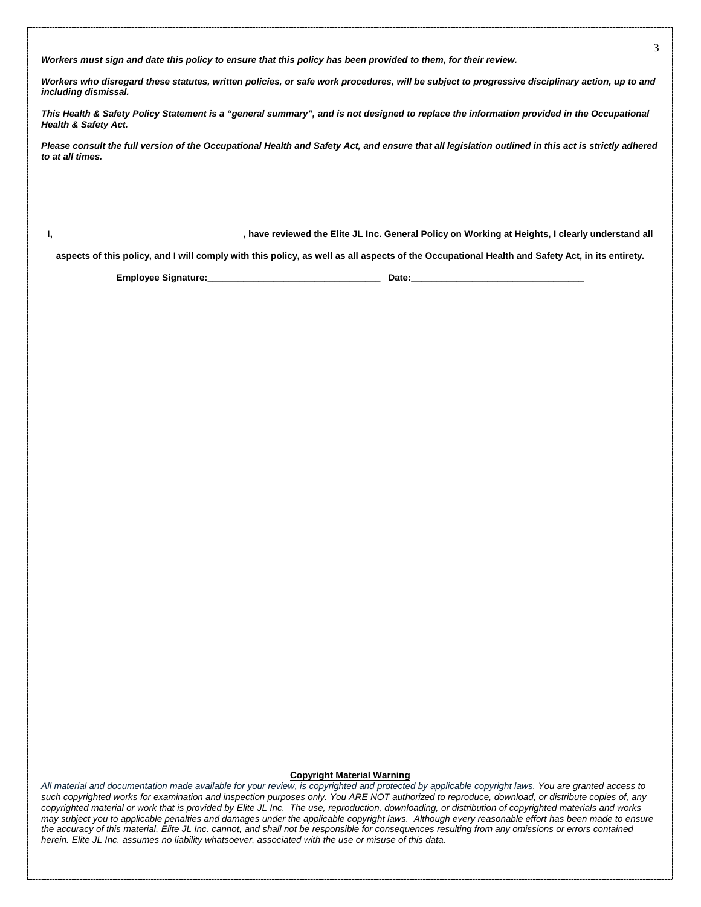***Workers must sign and date this policy to ensure that this policy has been provided to them, for their review.***

***Workers who disregard these statutes, written policies, or safe work procedures, will be subject to progressive disciplinary action, up to and including dismissal.***

***This Health & Safety Policy Statement is a "general summary", and is not designed to replace the information provided in the Occupational Health & Safety Act.***

***Please consult the full version of the Occupational Health and Safety Act, and ensure that all legislation outlined in this act is strictly adhered to at all times.***

**I, ___________________________________, have reviewed the Elite JL Inc. General Policy on Working at Heights, I clearly understand all aspects of this policy, and I will comply with this policy, as well as all aspects of the Occupational Health and Safety Act, in its entirety.**

**Employee Signature:________________________________ Date:________________________________**

**Copyright Material Warning**

*All material and documentation made available for your review, is copyrighted and protected by applicable copyright laws. You are granted access to such copyrighted works for examination and inspection purposes only. You ARE NOT authorized to reproduce, download, or distribute copies of, any copyrighted material or work that is provided by Elite JL Inc. The use, reproduction, downloading, or distribution of copyrighted materials and works may subject you to applicable penalties and damages under the applicable copyright laws. Although every reasonable effort has been made to ensure the accuracy of this material, Elite JL Inc. cannot, and shall not be responsible for consequences resulting from any omissions or errors contained herein. Elite JL Inc. assumes no liability whatsoever, associated with the use or misuse of this data.*